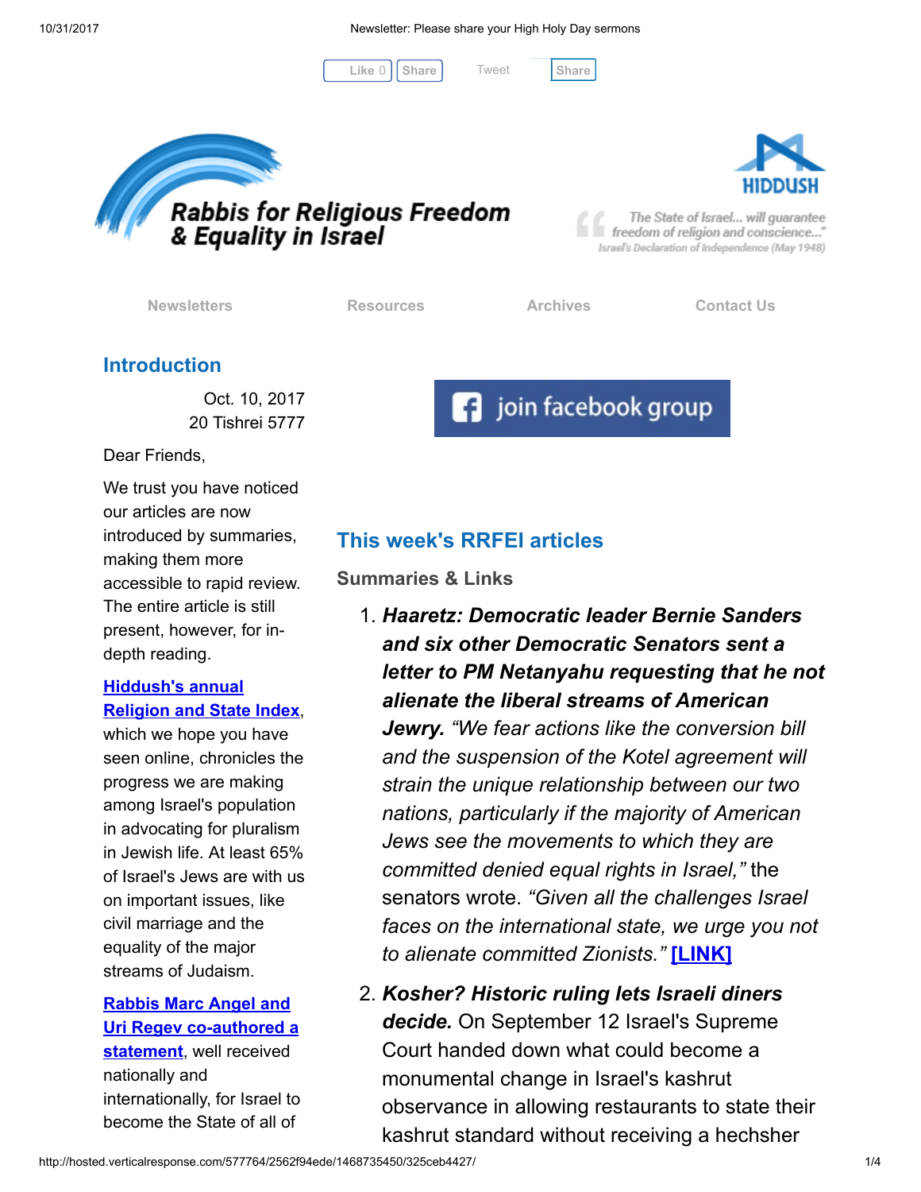Like 0 Share Tweet Share

**Rabbis for Religious Freedom & Equality in Israel**

**HIDDUSH**

"The State of Israel... will guarantee freedom of religion and conscience..."
Israel's Declaration of Independence (May 1948)

Newsletters | Resources | Archives | Contact Us

## Introduction

Oct. 10, 2017
20 Tishrei 5777

Dear Friends,

We trust you have noticed our articles are now introduced by summaries, making them more accessible to rapid review. The entire article is still present, however, for in-depth reading.

[Hiddush's annual Religion and State Index](), which we hope you have seen online, chronicles the progress we are making among Israel's population in advocating for pluralism in Jewish life. At least 65% of Israel's Jews are with us on important issues, like civil marriage and the equality of the major streams of Judaism.

[Rabbis Marc Angel and Uri Regev co-authored a statement](), well received nationally and internationally, for Israel to become the State of all of

join facebook group

## This week's RRFEI articles

### Summaries & Links

1. ***Haaretz: Democratic leader Bernie Sanders and six other Democratic Senators sent a letter to PM Netanyahu requesting that he not alienate the liberal streams of American Jewry.*** *"We fear actions like the conversion bill and the suspension of the Kotel agreement will strain the unique relationship between our two nations, particularly if the majority of American Jews see the movements to which they are committed denied equal rights in Israel,"* the senators wrote. *"Given all the challenges Israel faces on the international state, we urge you not to alienate committed Zionists."* [[LINK]]()

2. ***Kosher? Historic ruling lets Israeli diners decide.*** On September 12 Israel's Supreme Court handed down what could become a monumental change in Israel's kashrut observance in allowing restaurants to state their kashrut standard without receiving a hechsher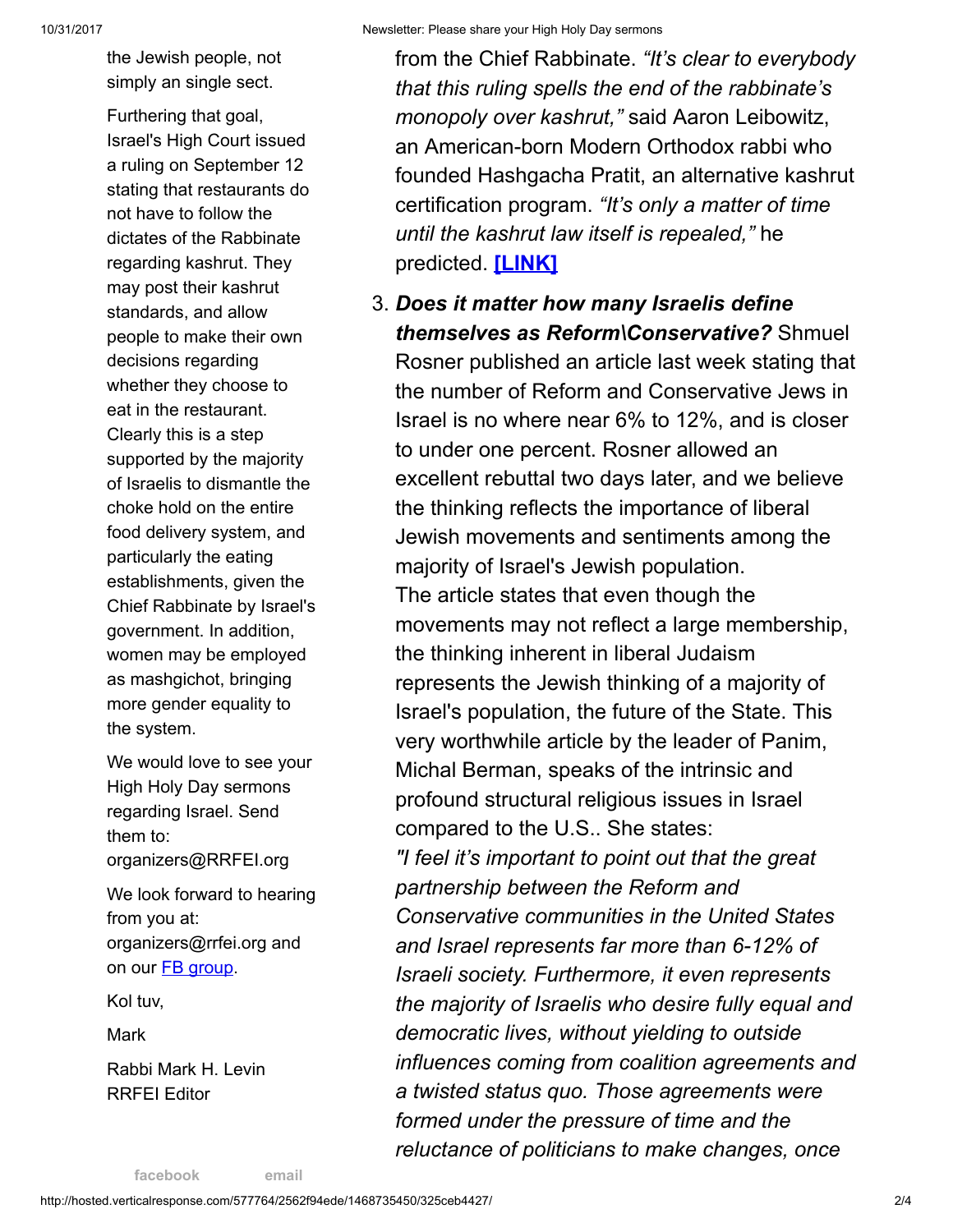the Jewish people, not simply an single sect.

Furthering that goal, Israel's High Court issued a ruling on September 12 stating that restaurants do not have to follow the dictates of the Rabbinate regarding kashrut. They may post their kashrut standards, and allow people to make their own decisions regarding whether they choose to eat in the restaurant. Clearly this is a step supported by the majority of Israelis to dismantle the choke hold on the entire food delivery system, and particularly the eating establishments, given the Chief Rabbinate by Israel's government. In addition, women may be employed as mashgichot, bringing more gender equality to the system.

We would love to see your High Holy Day sermons regarding Israel. Send them to: organizers@RRFEI.org

We look forward to hearing from you at: organizers@rrfei.org and on our FB group.

Kol tuv,

Mark

Rabbi Mark H. Levin
RRFEI Editor

facebook email

from the Chief Rabbinate. *"It's clear to everybody that this ruling spells the end of the rabbinate's monopoly over kashrut,"* said Aaron Leibowitz, an American-born Modern Orthodox rabbi who founded Hashgacha Pratit, an alternative kashrut certification program. *"It's only a matter of time until the kashrut law itself is repealed,"* he predicted. **[LINK]**

3. ***Does it matter how many Israelis define themselves as Reform\Conservative?*** Shmuel Rosner published an article last week stating that the number of Reform and Conservative Jews in Israel is no where near 6% to 12%, and is closer to under one percent. Rosner allowed an excellent rebuttal two days later, and we believe the thinking reflects the importance of liberal Jewish movements and sentiments among the majority of Israel's Jewish population.
The article states that even though the movements may not reflect a large membership, the thinking inherent in liberal Judaism represents the Jewish thinking of a majority of Israel's population, the future of the State. This very worthwhile article by the leader of Panim, Michal Berman, speaks of the intrinsic and profound structural religious issues in Israel compared to the U.S.. She states:
*"I feel it's important to point out that the great partnership between the Reform and Conservative communities in the United States and Israel represents far more than 6-12% of Israeli society. Furthermore, it even represents the majority of Israelis who desire fully equal and democratic lives, without yielding to outside influences coming from coalition agreements and a twisted status quo. Those agreements were formed under the pressure of time and the reluctance of politicians to make changes, once*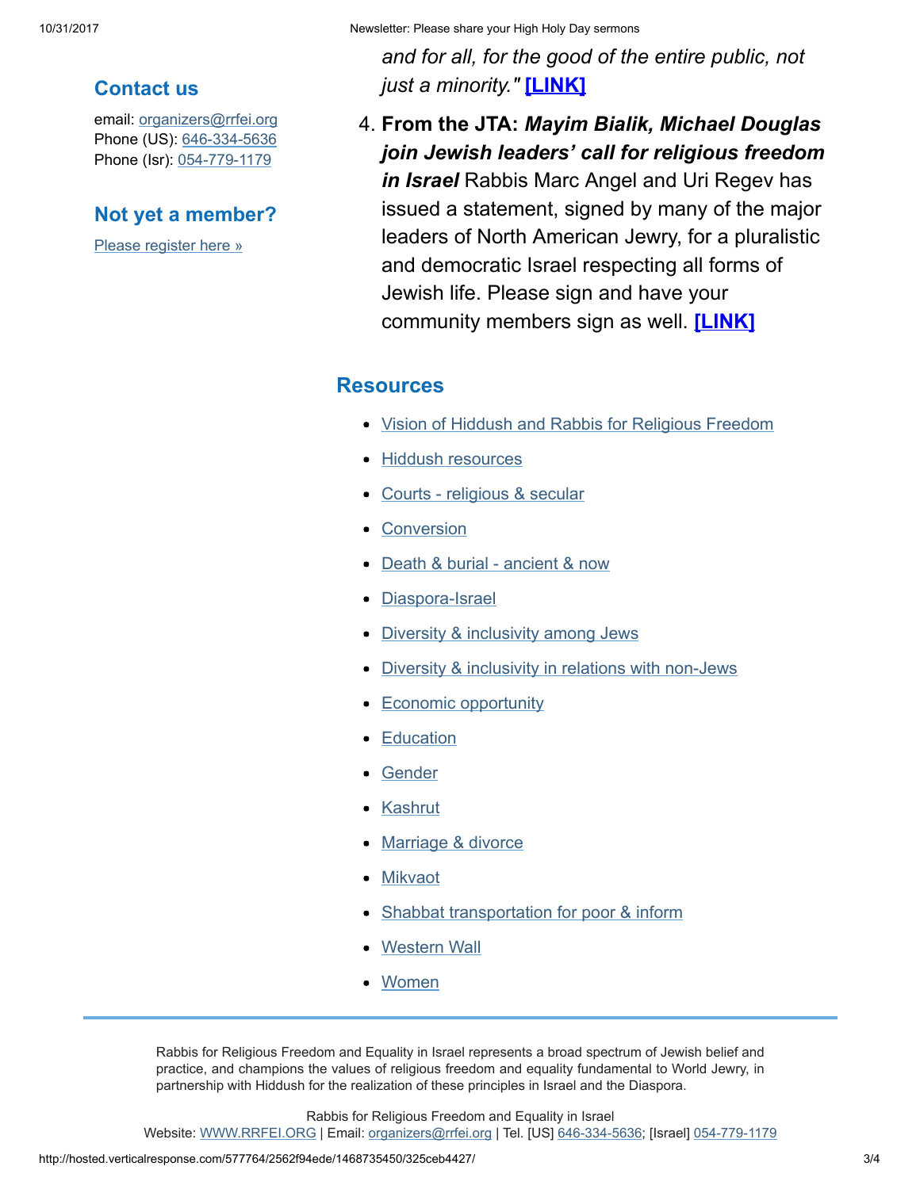## Contact us

email: organizers@rrfei.org
Phone (US): 646-334-5636
Phone (Isr): 054-779-1179

## Not yet a member?

Please register here »

*and for all, for the good of the entire public, not just a minority."* **[LINK]**

4. **From the JTA: *Mayim Bialik, Michael Douglas join Jewish leaders' call for religious freedom in Israel*** Rabbis Marc Angel and Uri Regev has issued a statement, signed by many of the major leaders of North American Jewry, for a pluralistic and democratic Israel respecting all forms of Jewish life. Please sign and have your community members sign as well. **[LINK]**

## Resources

- Vision of Hiddush and Rabbis for Religious Freedom
- Hiddush resources
- Courts - religious & secular
- Conversion
- Death & burial - ancient & now
- Diaspora-Israel
- Diversity & inclusivity among Jews
- Diversity & inclusivity in relations with non-Jews
- Economic opportunity
- Education
- Gender
- Kashrut
- Marriage & divorce
- Mikvaot
- Shabbat transportation for poor & inform
- Western Wall
- Women

---

Rabbis for Religious Freedom and Equality in Israel represents a broad spectrum of Jewish belief and practice, and champions the values of religious freedom and equality fundamental to World Jewry, in partnership with Hiddush for the realization of these principles in Israel and the Diaspora.

Rabbis for Religious Freedom and Equality in Israel
Website: WWW.RRFEI.ORG | Email: organizers@rrfei.org | Tel. [US] 646-334-5636; [Israel] 054-779-1179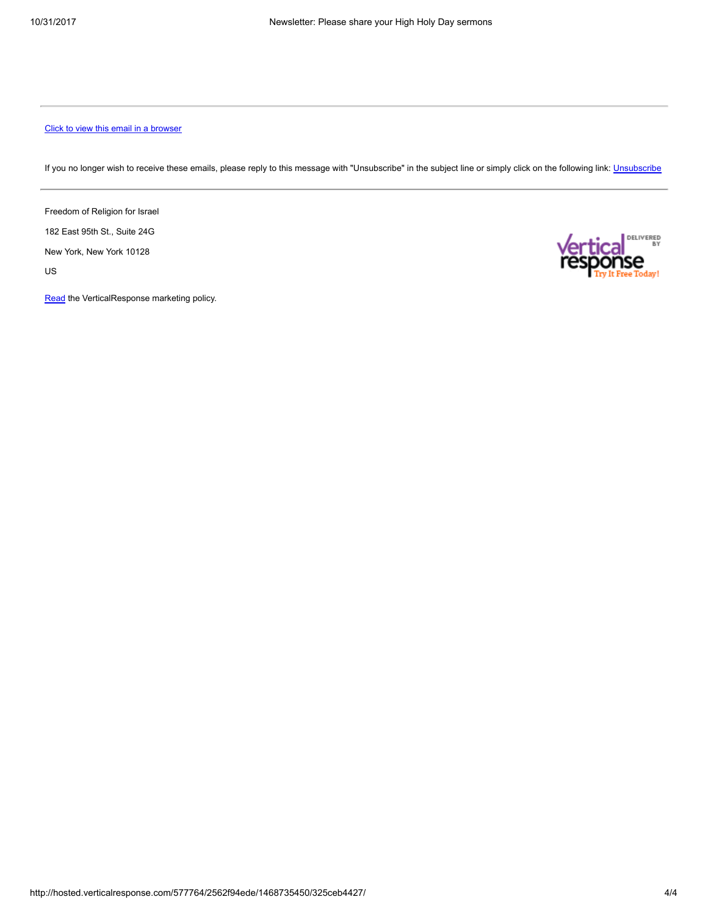---

Click to view this email in a browser

If you no longer wish to receive these emails, please reply to this message with "Unsubscribe" in the subject line or simply click on the following link: Unsubscribe

---

Freedom of Religion for Israel

182 East 95th St., Suite 24G

New York, New York 10128

US

Read the VerticalResponse marketing policy.